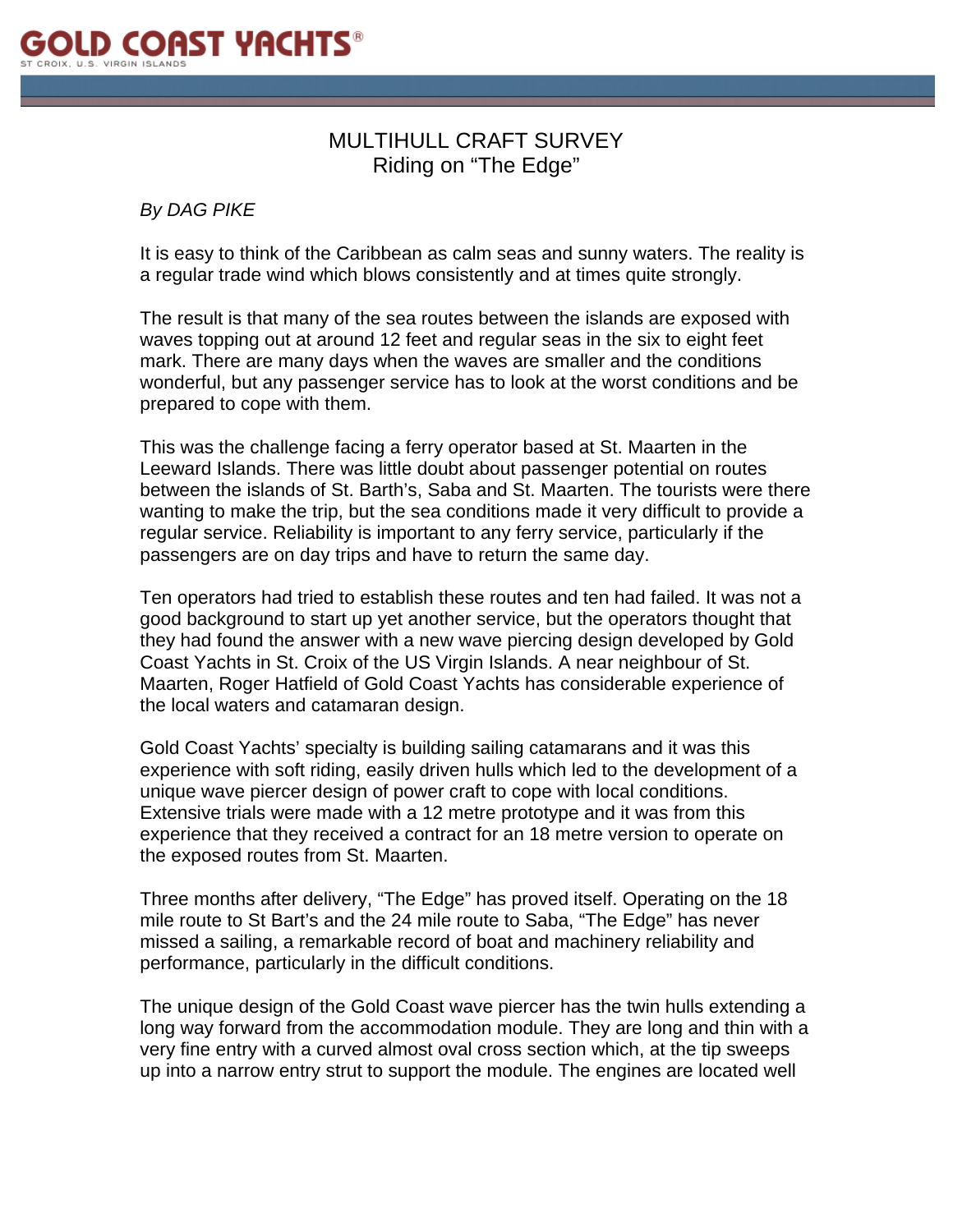# MULTIHULL CRAFT SURVEY
## Riding on "The Edge"

*By DAG PIKE*

It is easy to think of the Caribbean as calm seas and sunny waters. The reality is a regular trade wind which blows consistently and at times quite strongly.

The result is that many of the sea routes between the islands are exposed with waves topping out at around 12 feet and regular seas in the six to eight feet mark. There are many days when the waves are smaller and the conditions wonderful, but any passenger service has to look at the worst conditions and be prepared to cope with them.

This was the challenge facing a ferry operator based at St. Maarten in the Leeward Islands. There was little doubt about passenger potential on routes between the islands of St. Barth's, Saba and St. Maarten. The tourists were there wanting to make the trip, but the sea conditions made it very difficult to provide a regular service. Reliability is important to any ferry service, particularly if the passengers are on day trips and have to return the same day.

Ten operators had tried to establish these routes and ten had failed. It was not a good background to start up yet another service, but the operators thought that they had found the answer with a new wave piercing design developed by Gold Coast Yachts in St. Croix of the US Virgin Islands. A near neighbour of St. Maarten, Roger Hatfield of Gold Coast Yachts has considerable experience of the local waters and catamaran design.

Gold Coast Yachts' specialty is building sailing catamarans and it was this experience with soft riding, easily driven hulls which led to the development of a unique wave piercer design of power craft to cope with local conditions. Extensive trials were made with a 12 metre prototype and it was from this experience that they received a contract for an 18 metre version to operate on the exposed routes from St. Maarten.

Three months after delivery, "The Edge" has proved itself. Operating on the 18 mile route to St Bart's and the 24 mile route to Saba, "The Edge" has never missed a sailing, a remarkable record of boat and machinery reliability and performance, particularly in the difficult conditions.

The unique design of the Gold Coast wave piercer has the twin hulls extending a long way forward from the accommodation module. They are long and thin with a very fine entry with a curved almost oval cross section which, at the tip sweeps up into a narrow entry strut to support the module. The engines are located well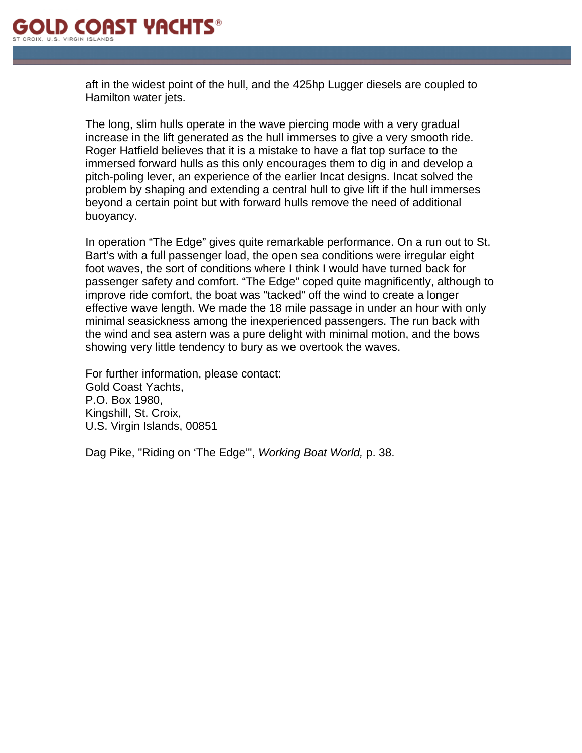aft in the widest point of the hull, and the 425hp Lugger diesels are coupled to Hamilton water jets.

The long, slim hulls operate in the wave piercing mode with a very gradual increase in the lift generated as the hull immerses to give a very smooth ride. Roger Hatfield believes that it is a mistake to have a flat top surface to the immersed forward hulls as this only encourages them to dig in and develop a pitch-poling lever, an experience of the earlier Incat designs. Incat solved the problem by shaping and extending a central hull to give lift if the hull immerses beyond a certain point but with forward hulls remove the need of additional buoyancy.

In operation “The Edge” gives quite remarkable performance. On a run out to St. Bart’s with a full passenger load, the open sea conditions were irregular eight foot waves, the sort of conditions where I think I would have turned back for passenger safety and comfort. “The Edge” coped quite magnificently, although to improve ride comfort, the boat was "tacked" off the wind to create a longer effective wave length. We made the 18 mile passage in under an hour with only minimal seasickness among the inexperienced passengers. The run back with the wind and sea astern was a pure delight with minimal motion, and the bows showing very little tendency to bury as we overtook the waves.

For further information, please contact:
Gold Coast Yachts,
P.O. Box 1980,
Kingshill, St. Croix,
U.S. Virgin Islands, 00851

Dag Pike, "Riding on ‘The Edge’", *Working Boat World,* p. 38.